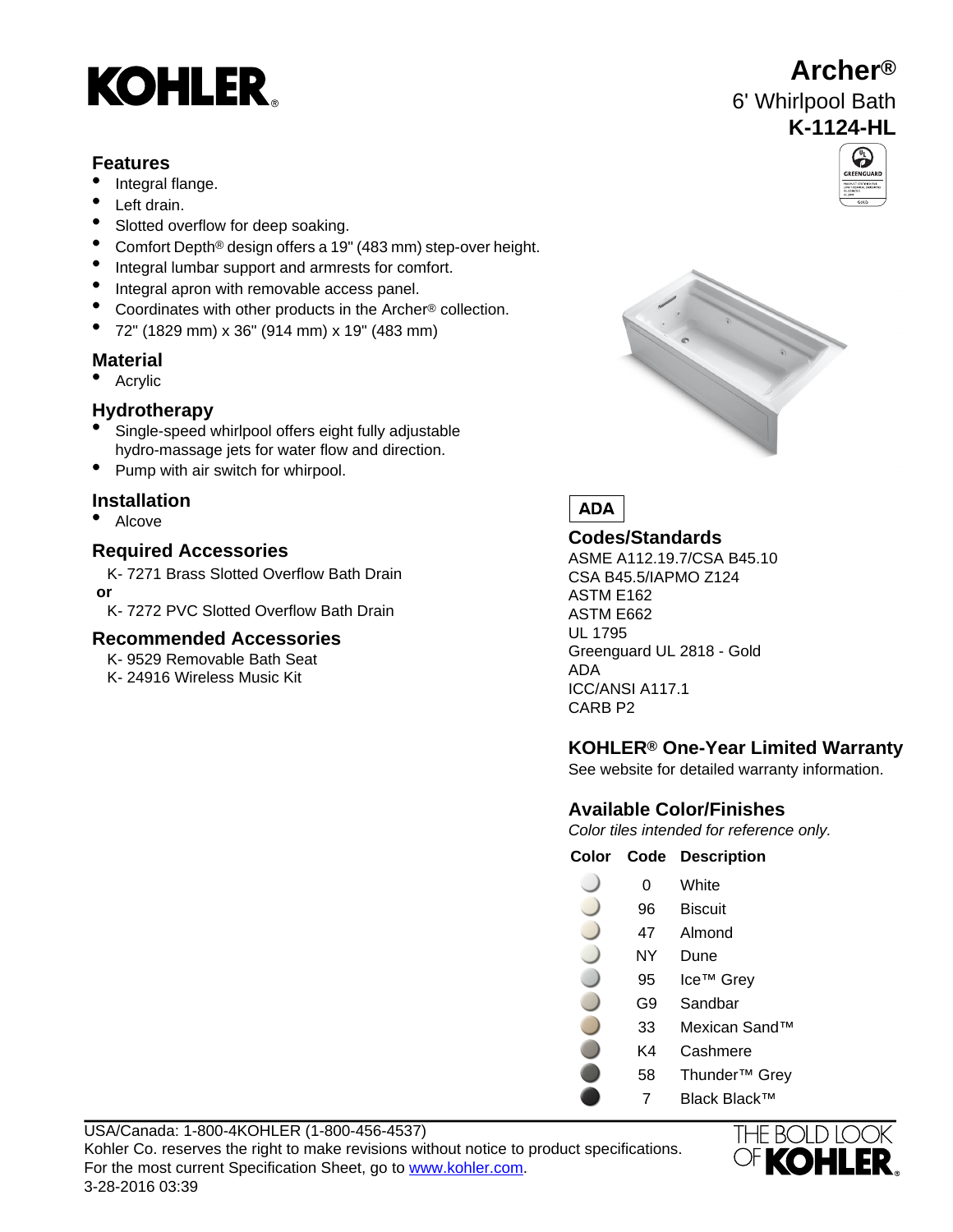# KOHLER

# Archer®

6' Whirlpool Bath

**K-1124-HL**

## Features

- Integral flange.
- Left drain.
- Slotted overflow for deep soaking.
- Comfort Depth® design offers a 19" (483 mm) step-over height.
- Integral lumbar support and armrests for comfort.
- Integral apron with removable access panel.
- Coordinates with other products in the Archer® collection.
- 72" (1829 mm) x 36" (914 mm) x 19" (483 mm)

## Material

- Acrylic

## Hydrotherapy

- Single-speed whirlpool offers eight fully adjustable hydro-massage jets for water flow and direction.
- Pump with air switch for whirpool.

## Installation

- Alcove

## Required Accessories

K- 7271 Brass Slotted Overflow Bath Drain

**or**

K- 7272 PVC Slotted Overflow Bath Drain

## Recommended Accessories

K- 9529 Removable Bath Seat

K- 24916 Wireless Music Kit

**ADA**

## Codes/Standards

ASME A112.19.7/CSA B45.10
CSA B45.5/IAPMO Z124
ASTM E162
ASTM E662
UL 1795
Greenguard UL 2818 - Gold
ADA
ICC/ANSI A117.1
CARB P2

## KOHLER® One-Year Limited Warranty

See website for detailed warranty information.

## Available Color/Finishes

*Color tiles intended for reference only.*

| Color | Code | Description |
|---|---|---|
| | 0 | White |
| | 96 | Biscuit |
| | 47 | Almond |
| | NY | Dune |
| | 95 | Ice™ Grey |
| | G9 | Sandbar |
| | 33 | Mexican Sand™ |
| | K4 | Cashmere |
| | 58 | Thunder™ Grey |
| | 7 | Black Black™ |

USA/Canada: 1-800-4KOHLER (1-800-456-4537)
Kohler Co. reserves the right to make revisions without notice to product specifications.
For the most current Specification Sheet, go to www.kohler.com.
3-28-2016 03:39

THE BOLD LOOK OF KOHLER.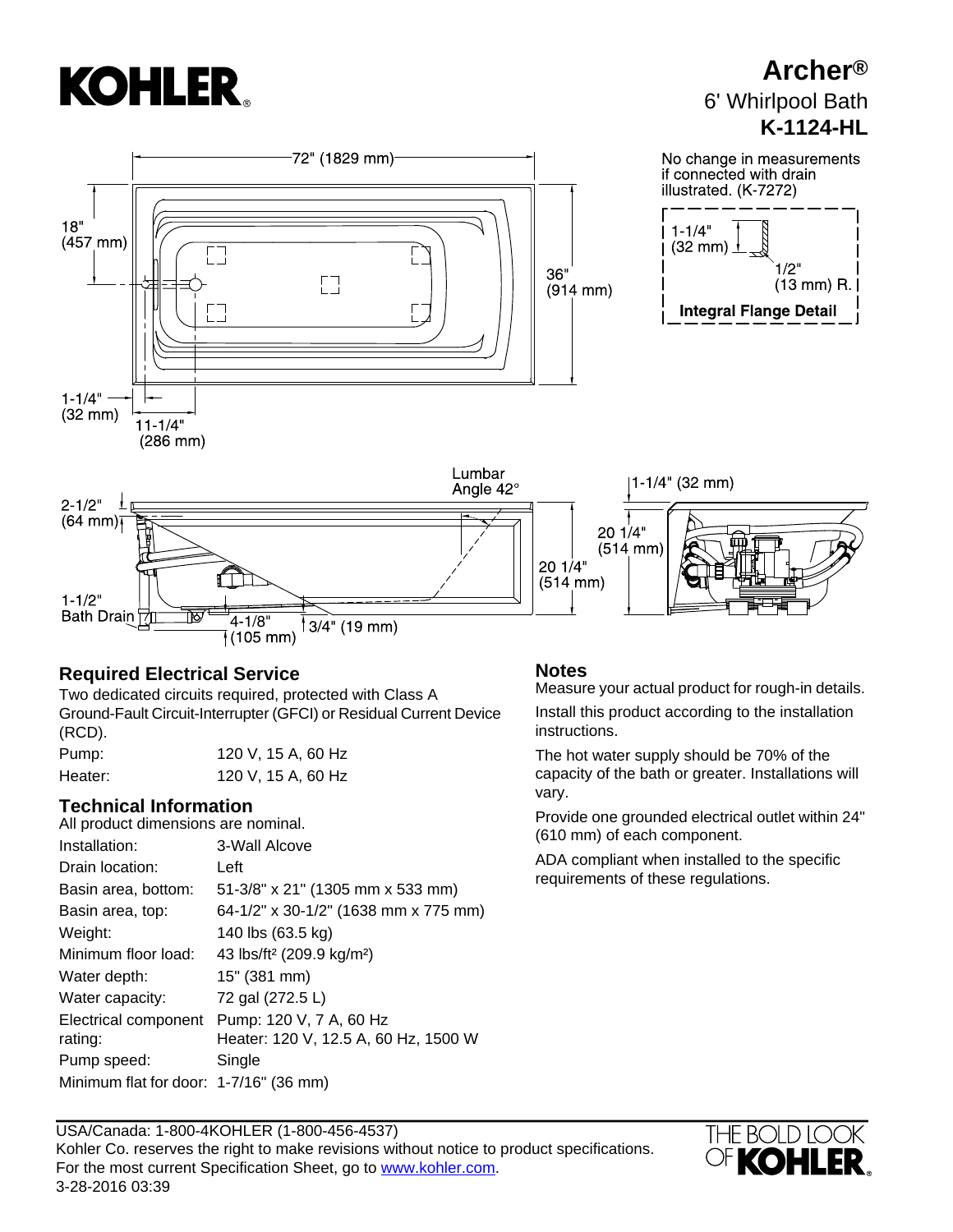# Archer®

6' Whirlpool Bath

**K-1124-HL**

72" (1829 mm)

18" (457 mm)

36" (914 mm)

1-1/4" (32 mm)

11-1/4" (286 mm)

No change in measurements if connected with drain illustrated. (K-7272)

1-1/4" (32 mm)

1/2" (13 mm) R.

**Integral Flange Detail**

Lumbar Angle 42°

2-1/2" (64 mm)

1-1/2" Bath Drain

4-1/8" (105 mm)

3/4" (19 mm)

20 1/4" (514 mm)

1-1/4" (32 mm)

20 1/4" (514 mm)

## Required Electrical Service

Two dedicated circuits required, protected with Class A Ground-Fault Circuit-Interrupter (GFCI) or Residual Current Device (RCD).

| | |
|---|---|
| Pump: | 120 V, 15 A, 60 Hz |
| Heater: | 120 V, 15 A, 60 Hz |

## Technical Information

All product dimensions are nominal.

| | |
|---|---|
| Installation: | 3-Wall Alcove |
| Drain location: | Left |
| Basin area, bottom: | 51-3/8" x 21" (1305 mm x 533 mm) |
| Basin area, top: | 64-1/2" x 30-1/2" (1638 mm x 775 mm) |
| Weight: | 140 lbs (63.5 kg) |
| Minimum floor load: | 43 lbs/ft² (209.9 kg/m²) |
| Water depth: | 15" (381 mm) |
| Water capacity: | 72 gal (272.5 L) |
| Electrical component rating: | Pump: 120 V, 7 A, 60 Hz<br>Heater: 120 V, 12.5 A, 60 Hz, 1500 W |
| Pump speed: | Single |
| Minimum flat for door: | 1-7/16" (36 mm) |

## Notes

Measure your actual product for rough-in details.

Install this product according to the installation instructions.

The hot water supply should be 70% of the capacity of the bath or greater. Installations will vary.

Provide one grounded electrical outlet within 24" (610 mm) of each component.

ADA compliant when installed to the specific requirements of these regulations.

USA/Canada: 1-800-4KOHLER (1-800-456-4537)
Kohler Co. reserves the right to make revisions without notice to product specifications.
For the most current Specification Sheet, go to www.kohler.com.
3-28-2016 03:39